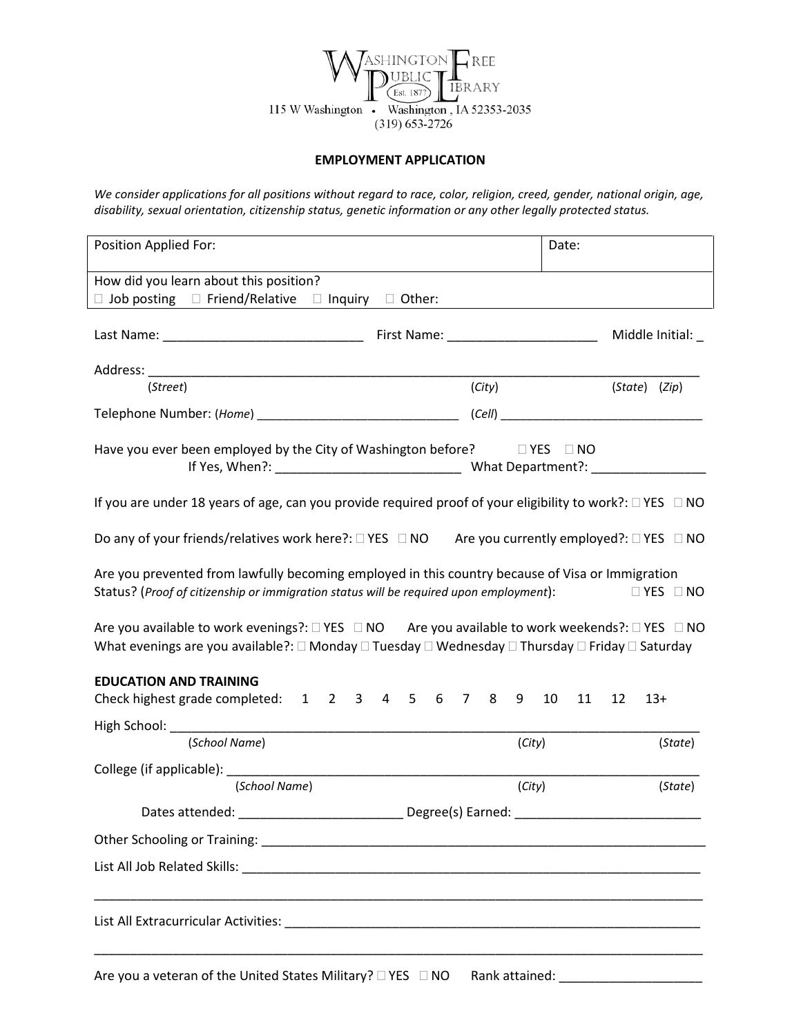Washington Free Public Library (Est. 1877)
115 W Washington • Washington , IA 52353-2035
(319) 653-2726

## EMPLOYMENT APPLICATION

*We consider applications for all positions without regard to race, color, religion, creed, gender, national origin, age, disability, sexual orientation, citizenship status, genetic information or any other legally protected status.*

| Position Applied For: | Date: |
|---|---|
| How did you learn about this position?<br>☐ Job posting ☐ Friend/Relative ☐ Inquiry ☐ Other: | |

Last Name: ____________________________ First Name: _____________________ Middle Initial: _

Address: ______________________________________________________________________________
(*Street*) (*City*) (*State*) (*Zip*)

Telephone Number: (*Home*) ____________________________ (*Cell*) _____________________________

Have you ever been employed by the City of Washington before? ☐ YES ☐ NO
If Yes, When?: __________________________ What Department?: ________________

If you are under 18 years of age, can you provide required proof of your eligibility to work?: ☐ YES ☐ NO

Do any of your friends/relatives work here?: ☐ YES ☐ NO Are you currently employed?: ☐ YES ☐ NO

Are you prevented from lawfully becoming employed in this country because of Visa or Immigration Status? (*Proof of citizenship or immigration status will be required upon employment*): ☐ YES ☐ NO

Are you available to work evenings?: ☐ YES ☐ NO Are you available to work weekends?: ☐ YES ☐ NO
What evenings are you available?: ☐ Monday ☐ Tuesday ☐ Wednesday ☐ Thursday ☐ Friday ☐ Saturday

### EDUCATION AND TRAINING

Check highest grade completed: 1 2 3 4 5 6 7 8 9 10 11 12 13+

High School: __________________________________________________________________________
(*School Name*) (*City*) (*State*)

College (if applicable): _____________________________________________________________________
(*School Name*) (*City*) (*State*)

Dates attended: _______________________ Degree(s) Earned: _________________________

Other Schooling or Training: ___________________________________________________________________

List All Job Related Skills: ____________________________________________________________________

_____________________________________________________________________________________

List All Extracurricular Activities: _______________________________________________________________

_____________________________________________________________________________________

Are you a veteran of the United States Military? ☐ YES ☐ NO Rank attained: ___________________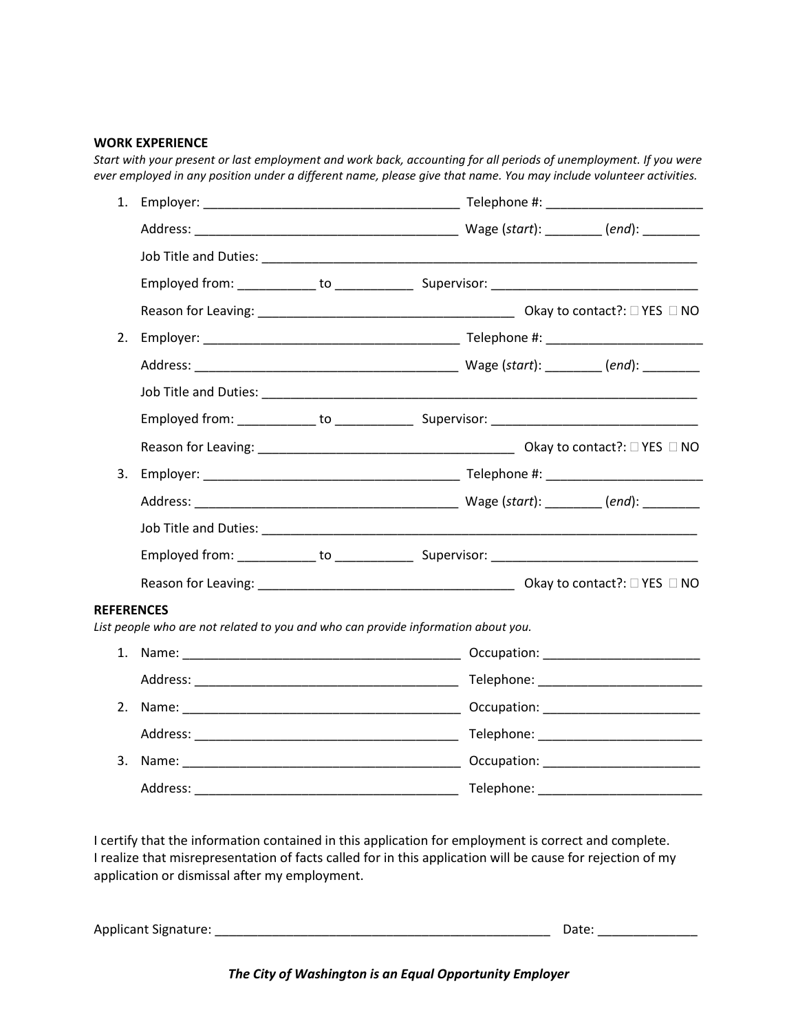**WORK EXPERIENCE**

*Start with your present or last employment and work back, accounting for all periods of unemployment. If you were ever employed in any position under a different name, please give that name. You may include volunteer activities.*

1. Employer: ____________________________________ Telephone #: ______________________

   Address: _____________________________________ Wage (*start*): ________ (*end*): ________

   Job Title and Duties: _______________________________________________________________

   Employed from: ___________ to ___________ Supervisor: _____________________________

   Reason for Leaving: ____________________________________ Okay to contact?: ☐ YES ☐ NO

2. Employer: ____________________________________ Telephone #: ______________________

   Address: _____________________________________ Wage (*start*): ________ (*end*): ________

   Job Title and Duties: _______________________________________________________________

   Employed from: ___________ to ___________ Supervisor: _____________________________

   Reason for Leaving: ____________________________________ Okay to contact?: ☐ YES ☐ NO

3. Employer: ____________________________________ Telephone #: ______________________

   Address: _____________________________________ Wage (*start*): ________ (*end*): ________

   Job Title and Duties: _______________________________________________________________

   Employed from: ___________ to ___________ Supervisor: _____________________________

   Reason for Leaving: ____________________________________ Okay to contact?: ☐ YES ☐ NO

**REFERENCES**

*List people who are not related to you and who can provide information about you.*

1. Name: _______________________________________ Occupation: ______________________

   Address: _____________________________________ Telephone: _______________________

2. Name: _______________________________________ Occupation: ______________________

   Address: _____________________________________ Telephone: _______________________

3. Name: _______________________________________ Occupation: ______________________

   Address: _____________________________________ Telephone: _______________________

I certify that the information contained in this application for employment is correct and complete. I realize that misrepresentation of facts called for in this application will be cause for rejection of my application or dismissal after my employment.

Applicant Signature: ________________________________________________ Date: ______________

***The City of Washington is an Equal Opportunity Employer***